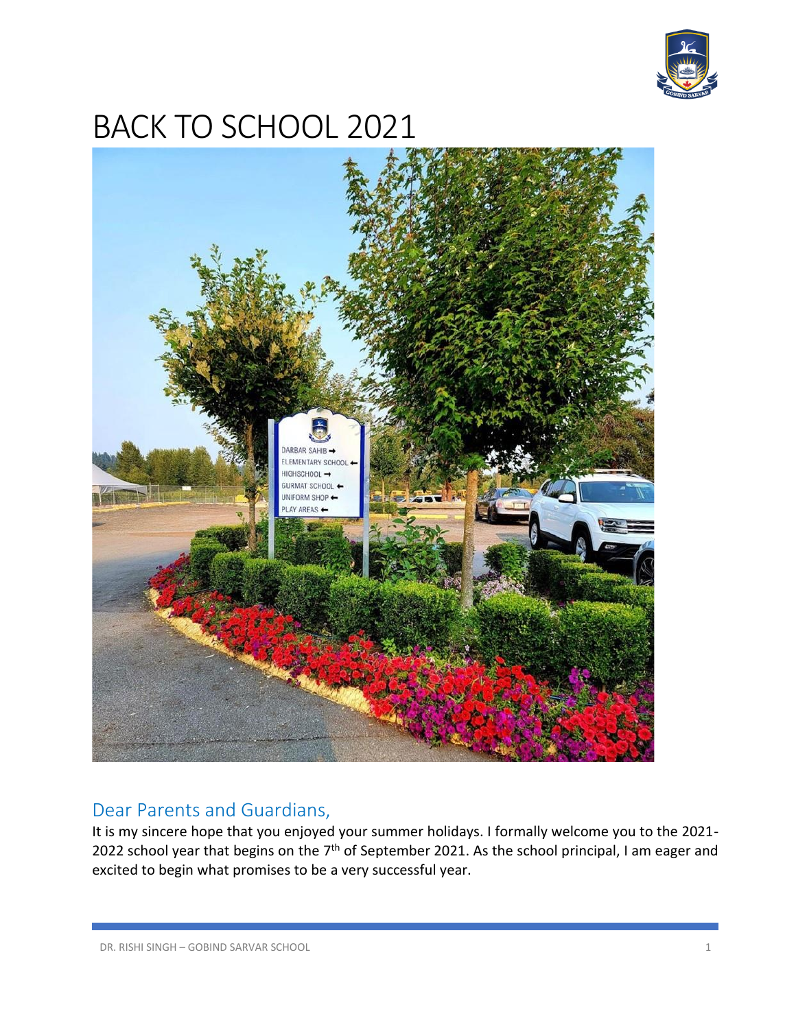# BACK TO SCHOOL 2021

## Dear Parents and Guardians,

It is my sincere hope that you enjoyed your summer holidays. I formally welcome you to the 2021-2022 school year that begins on the 7th of September 2021. As the school principal, I am eager and excited to begin what promises to be a very successful year.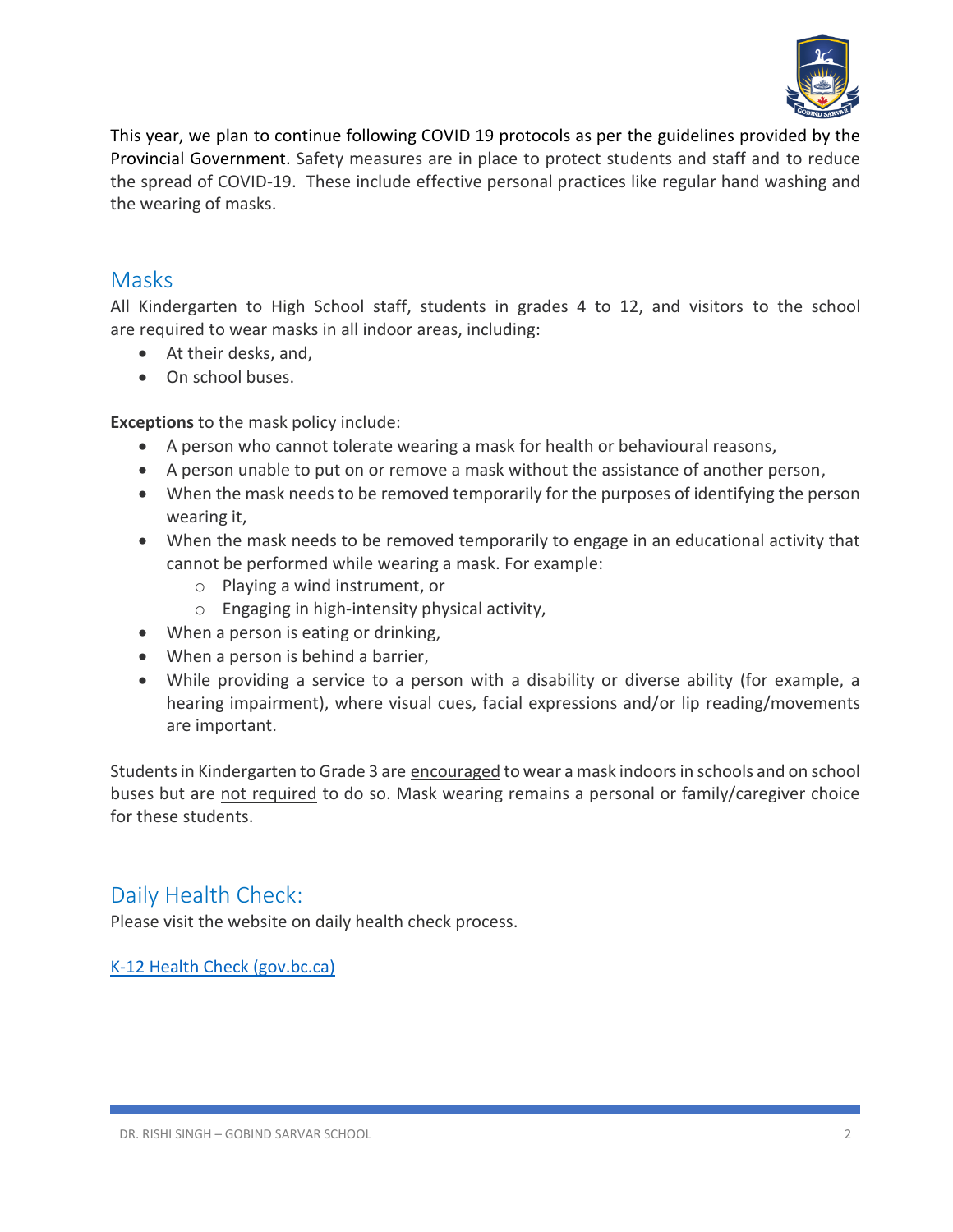This year, we plan to continue following COVID 19 protocols as per the guidelines provided by the Provincial Government. Safety measures are in place to protect students and staff and to reduce the spread of COVID-19. These include effective personal practices like regular hand washing and the wearing of masks.

## Masks

All Kindergarten to High School staff, students in grades 4 to 12, and visitors to the school are required to wear masks in all indoor areas, including:

- At their desks, and,
- On school buses.

**Exceptions** to the mask policy include:

- A person who cannot tolerate wearing a mask for health or behavioural reasons,
- A person unable to put on or remove a mask without the assistance of another person,
- When the mask needs to be removed temporarily for the purposes of identifying the person wearing it,
- When the mask needs to be removed temporarily to engage in an educational activity that cannot be performed while wearing a mask. For example:
    - Playing a wind instrument, or
    - Engaging in high-intensity physical activity,
- When a person is eating or drinking,
- When a person is behind a barrier,
- While providing a service to a person with a disability or diverse ability (for example, a hearing impairment), where visual cues, facial expressions and/or lip reading/movements are important.

Students in Kindergarten to Grade 3 are <u>encouraged</u> to wear a mask indoors in schools and on school buses but are <u>not required</u> to do so. Mask wearing remains a personal or family/caregiver choice for these students.

## Daily Health Check:

Please visit the website on daily health check process.

[K-12 Health Check (gov.bc.ca)](https://www.k12dailycheck.gov.bc.ca)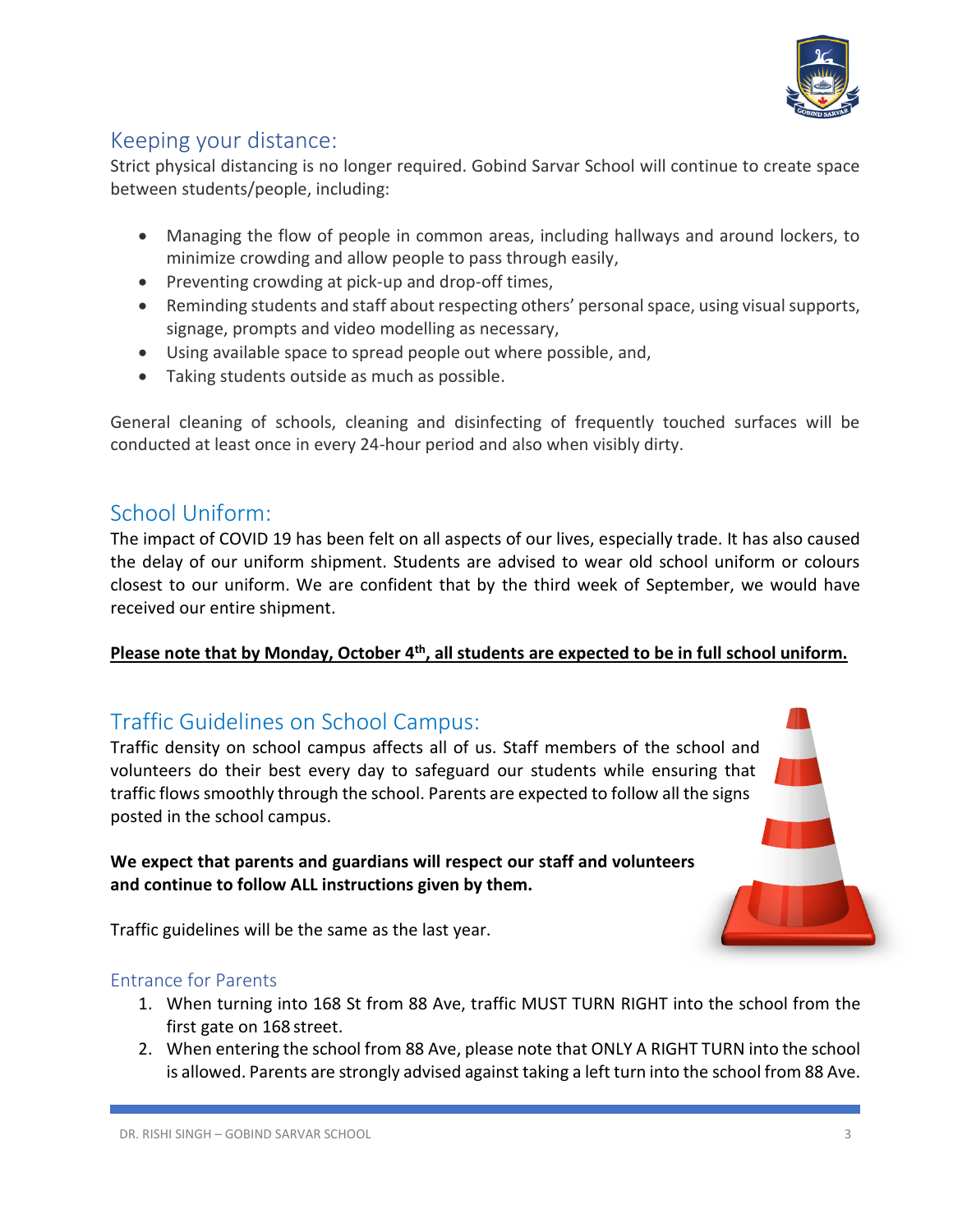## Keeping your distance:

Strict physical distancing is no longer required. Gobind Sarvar School will continue to create space between students/people, including:

- Managing the flow of people in common areas, including hallways and around lockers, to minimize crowding and allow people to pass through easily,
- Preventing crowding at pick-up and drop-off times,
- Reminding students and staff about respecting others' personal space, using visual supports, signage, prompts and video modelling as necessary,
- Using available space to spread people out where possible, and,
- Taking students outside as much as possible.

General cleaning of schools, cleaning and disinfecting of frequently touched surfaces will be conducted at least once in every 24-hour period and also when visibly dirty.

## School Uniform:

The impact of COVID 19 has been felt on all aspects of our lives, especially trade. It has also caused the delay of our uniform shipment. Students are advised to wear old school uniform or colours closest to our uniform. We are confident that by the third week of September, we would have received our entire shipment.

**Please note that by Monday, October 4th, all students are expected to be in full school uniform.**

## Traffic Guidelines on School Campus:

Traffic density on school campus affects all of us. Staff members of the school and volunteers do their best every day to safeguard our students while ensuring that traffic flows smoothly through the school. Parents are expected to follow all the signs posted in the school campus.

**We expect that parents and guardians will respect our staff and volunteers and continue to follow ALL instructions given by them.**

Traffic guidelines will be the same as the last year.

### Entrance for Parents

1. When turning into 168 St from 88 Ave, traffic MUST TURN RIGHT into the school from the first gate on 168 street.
2. When entering the school from 88 Ave, please note that ONLY A RIGHT TURN into the school is allowed. Parents are strongly advised against taking a left turn into the school from 88 Ave.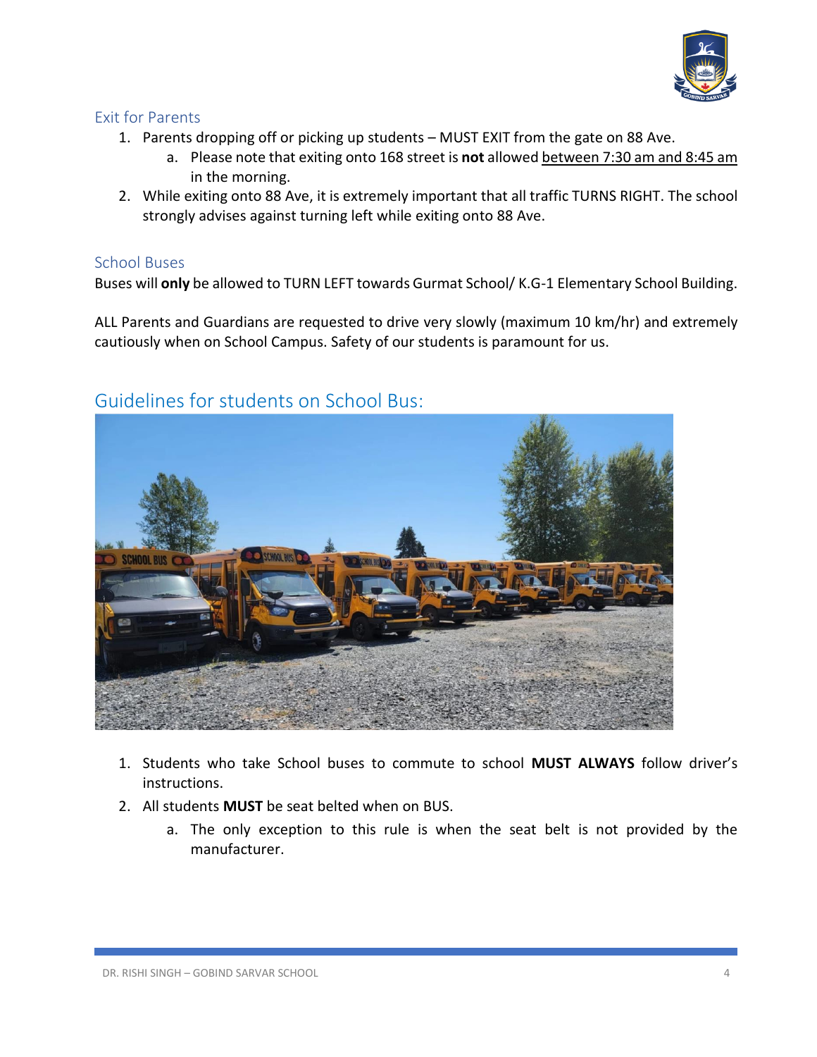### Exit for Parents

1. Parents dropping off or picking up students – MUST EXIT from the gate on 88 Ave.
    a. Please note that exiting onto 168 street is **not** allowed between 7:30 am and 8:45 am in the morning.
2. While exiting onto 88 Ave, it is extremely important that all traffic TURNS RIGHT. The school strongly advises against turning left while exiting onto 88 Ave.

### School Buses

Buses will **only** be allowed to TURN LEFT towards Gurmat School/ K.G-1 Elementary School Building.

ALL Parents and Guardians are requested to drive very slowly (maximum 10 km/hr) and extremely cautiously when on School Campus. Safety of our students is paramount for us.

## Guidelines for students on School Bus:

1. Students who take School buses to commute to school **MUST ALWAYS** follow driver's instructions.
2. All students **MUST** be seat belted when on BUS.
    a. The only exception to this rule is when the seat belt is not provided by the manufacturer.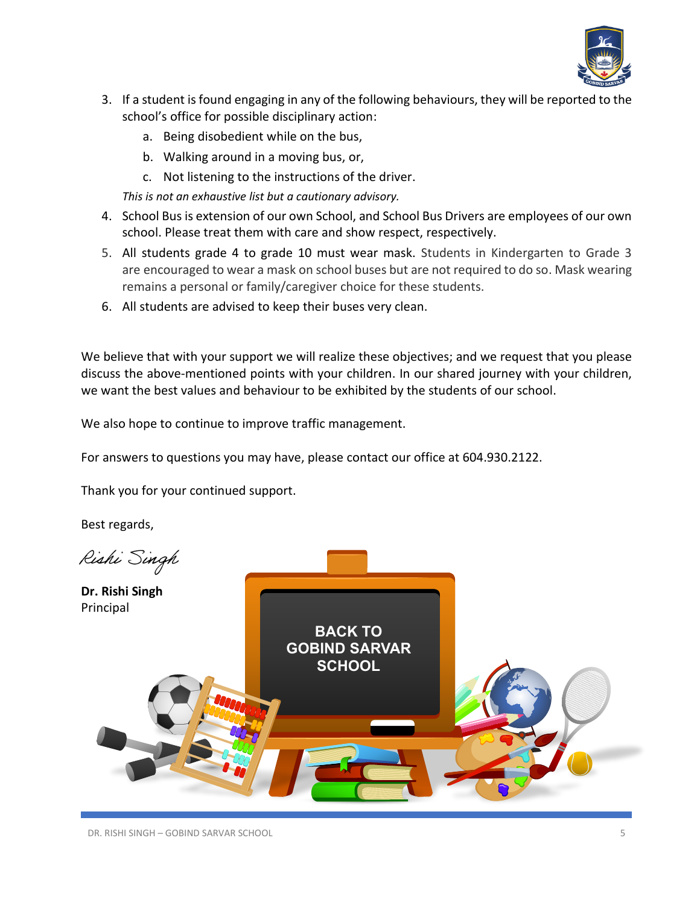3. If a student is found engaging in any of the following behaviours, they will be reported to the school's office for possible disciplinary action:
    a. Being disobedient while on the bus,
    b. Walking around in a moving bus, or,
    c. Not listening to the instructions of the driver.

   *This is not an exhaustive list but a cautionary advisory.*
4. School Bus is extension of our own School, and School Bus Drivers are employees of our own school. Please treat them with care and show respect, respectively.
5. All students grade 4 to grade 10 must wear mask. Students in Kindergarten to Grade 3 are encouraged to wear a mask on school buses but are not required to do so. Mask wearing remains a personal or family/caregiver choice for these students.
6. All students are advised to keep their buses very clean.

We believe that with your support we will realize these objectives; and we request that you please discuss the above-mentioned points with your children. In our shared journey with your children, we want the best values and behaviour to be exhibited by the students of our school.

We also hope to continue to improve traffic management.

For answers to questions you may have, please contact our office at 604.930.2122.

Thank you for your continued support.

Best regards,

*Rishi Singh*

**Dr. Rishi Singh**
Principal

BACK TO GOBIND SARVAR SCHOOL